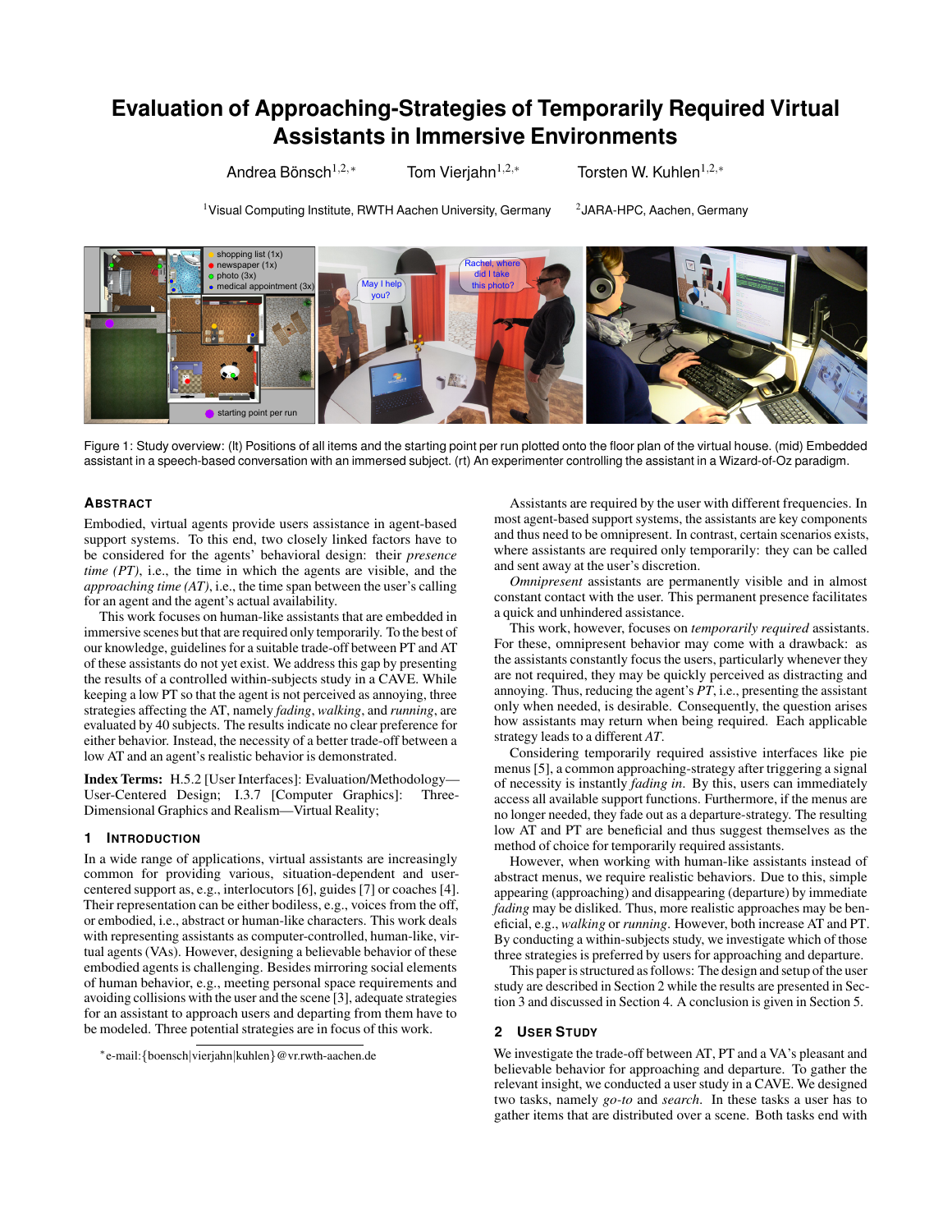# Evaluation of Approaching-Strategies of Temporarily Required Virtual Assistants in Immersive Environments

Andrea Bönsch[1,2,*] Tom Vierjahn[1,2,*] Torsten W. Kuhlen[1,2,*]

[1]Visual Computing Institute, RWTH Aachen University, Germany [2]JARA-HPC, Aachen, Germany

Figure 1: Study overview: (lt) Positions of all items and the starting point per run plotted onto the floor plan of the virtual house. (mid) Embedded assistant in a speech-based conversation with an immersed subject. (rt) An experimenter controlling the assistant in a Wizard-of-Oz paradigm.

## Abstract

Embodied, virtual agents provide users assistance in agent-based support systems. To this end, two closely linked factors have to be considered for the agents' behavioral design: their *presence time (PT)*, i.e., the time in which the agents are visible, and the *approaching time (AT)*, i.e., the time span between the user's calling for an agent and the agent's actual availability.

This work focuses on human-like assistants that are embedded in immersive scenes but that are required only temporarily. To the best of our knowledge, guidelines for a suitable trade-off between PT and AT of these assistants do not yet exist. We address this gap by presenting the results of a controlled within-subjects study in a CAVE. While keeping a low PT so that the agent is not perceived as annoying, three strategies affecting the AT, namely *fading*, *walking*, and *running*, are evaluated by 40 subjects. The results indicate no clear preference for either behavior. Instead, the necessity of a better trade-off between a low AT and an agent's realistic behavior is demonstrated.

**Index Terms:** H.5.2 [User Interfaces]: Evaluation/Methodology—User-Centered Design; I.3.7 [Computer Graphics]: Three-Dimensional Graphics and Realism—Virtual Reality;

## 1 Introduction

In a wide range of applications, virtual assistants are increasingly common for providing various, situation-dependent and user-centered support as, e.g., interlocutors [6], guides [7] or coaches [4]. Their representation can be either bodiless, e.g., voices from the off, or embodied, i.e., abstract or human-like characters. This work deals with representing assistants as computer-controlled, human-like, virtual agents (VAs). However, designing a believable behavior of these embodied agents is challenging. Besides mirroring social elements of human behavior, e.g., meeting personal space requirements and avoiding collisions with the user and the scene [3], adequate strategies for an assistant to approach users and departing from them have to be modeled. Three potential strategies are in focus of this work.

Assistants are required by the user with different frequencies. In most agent-based support systems, the assistants are key components and thus need to be omnipresent. In contrast, certain scenarios exists, where assistants are required only temporarily: they can be called and sent away at the user's discretion.

*Omnipresent* assistants are permanently visible and in almost constant contact with the user. This permanent presence facilitates a quick and unhindered assistance.

This work, however, focuses on *temporarily required* assistants. For these, omnipresent behavior may come with a drawback: as the assistants constantly focus the users, particularly whenever they are not required, they may be quickly perceived as distracting and annoying. Thus, reducing the agent's *PT*, i.e., presenting the assistant only when needed, is desirable. Consequently, the question arises how assistants may return when being required. Each applicable strategy leads to a different *AT*.

Considering temporarily required assistive interfaces like pie menus [5], a common approaching-strategy after triggering a signal of necessity is instantly *fading in*. By this, users can immediately access all available support functions. Furthermore, if the menus are no longer needed, they fade out as a departure-strategy. The resulting low AT and thus suggest themselves as the method of choice for temporarily required assistants.

However, when working with human-like assistants instead of abstract menus, we require realistic behaviors. Due to this, simple appearing (approaching) and disappearing (departure) by immediate *fading* may be disliked. Thus, more realistic approaches may be beneficial, e.g., *walking* or *running*. However, both increase AT and PT. By conducting a within-subjects study, we investigate which of those three strategies is preferred by users for approaching and departure.

This paper is structured as follows: The design and setup of the user study are described in Section 2 while the results are presented in Section 3 and discussed in Section 4. A conclusion is given in Section 5.

## 2 User Study

We investigate the trade-off between AT, PT and a VA's pleasant and believable behavior for approaching and departure. To gather the relevant insight, we conducted a user study in a CAVE. We designed two tasks, namely *go-to* and *search*. In these tasks a user has to gather items that are distributed over a scene. Both tasks end with

*e-mail:{boensch|vierjahn|kuhlen}@vr.rwth-aachen.de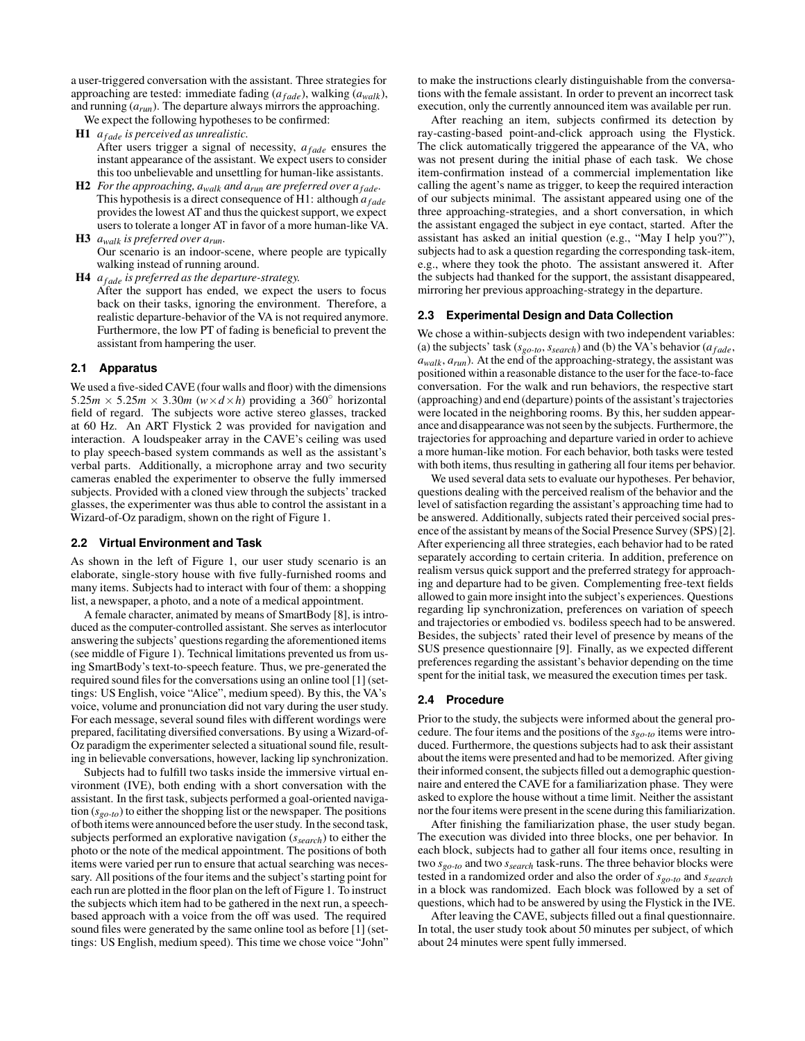a user-triggered conversation with the assistant. Three strategies for approaching are tested: immediate fading ($a_{fade}$), walking ($a_{walk}$), and running ($a_{run}$). The departure always mirrors the approaching.

We expect the following hypotheses to be confirmed:

**H1** *$a_{fade}$ is perceived as unrealistic.*
After users trigger a signal of necessity, $a_{fade}$ ensures the instant appearance of the assistant. We expect users to consider this too unbelievable and unsettling for human-like assistants.

**H2** *For the approaching, $a_{walk}$ and $a_{run}$ are preferred over $a_{fade}$.*
This hypothesis is a direct consequence of H1: although $a_{fade}$ provides the lowest AT and thus the quickest support, we expect users to tolerate a longer AT in favor of a more human-like VA.

**H3** *$a_{walk}$ is preferred over $a_{run}$.*
Our scenario is an indoor-scene, where people are typically walking instead of running around.

**H4** *$a_{fade}$ is preferred as the departure-strategy.*
After the support has ended, we expect the users to focus back on their tasks, ignoring the environment. Therefore, a realistic departure-behavior of the VA is not required anymore. Furthermore, the low PT of fading is beneficial to prevent the assistant from hampering the user.

### 2.1 Apparatus

We used a five-sided CAVE (four walls and floor) with the dimensions $5.25m \times 5.25m \times 3.30m$ ($w \times d \times h$) providing a $360^\circ$ horizontal field of regard. The subjects wore active stereo glasses, tracked at 60 Hz. An ART Flystick 2 was provided for navigation and interaction. A loudspeaker array in the CAVE's ceiling was used to play speech-based system commands as well as the assistant's verbal parts. Additionally, a microphone array and two security cameras enabled the experimenter to observe the fully immersed subjects. Provided with a cloned view through the subjects' tracked glasses, the experimenter was thus able to control the assistant in a Wizard-of-Oz paradigm, shown on the right of Figure 1.

### 2.2 Virtual Environment and Task

As shown in the left of Figure 1, our user study scenario is an elaborate, single-story house with five fully-furnished rooms and many items. Subjects had to interact with four of them: a shopping list, a newspaper, a photo, and a note of a medical appointment.

A female character, animated by means of SmartBody [8], is introduced as the computer-controlled assistant. She serves as interlocutor answering the subjects' questions regarding the aforementioned items (see middle of Figure 1). Technical limitations prevented us from using SmartBody's text-to-speech feature. Thus, we pre-generated the required sound files for the conversations using an online tool [1] (settings: US English, voice "Alice", medium speed). By this, the VA's voice, volume and pronunciation did not vary during the user study. For each message, several sound files with different wordings were prepared, facilitating diversified conversations. By using a Wizard-of-Oz paradigm the experimenter selected a situational sound file, resulting in believable conversations, however, lacking lip synchronization.

Subjects had to fulfill two tasks inside the immersive virtual environment (IVE), both ending with a short conversation with the assistant. In the first task, subjects performed a goal-oriented navigation ($s_{go\text{-}to}$) to either the shopping list or the newspaper. The positions of both items were announced before the user study. In the second task, subjects performed an explorative navigation ($s_{search}$) to either the photo or the note of the medical appointment. The positions of both items were varied per run to ensure that actual searching was necessary. All positions of the four items and the subject's starting point for each run are plotted in the floor plan on the left of Figure 1. To instruct the subjects which item had to be gathered in the next run, a speech-based approach with a voice from the off was used. The required sound files were generated by the same online tool as before [1] (settings: US English, medium speed). This time we chose voice "John" to make the instructions clearly distinguishable from the conversations with the female assistant. In order to prevent an incorrect task execution, only the currently announced item was available per run.

After reaching an item, subjects confirmed its detection by ray-casting-based point-and-click approach using the Flystick. The click automatically triggered the appearance of the VA, who was not present during the initial phase of each task. We chose item-confirmation instead of a commercial implementation like calling the agent's name as trigger, to keep the required interaction of our subjects minimal. The assistant appeared using one of the three approaching-strategies, and a short conversation, in which the assistant engaged the subject in eye contact, started. After the assistant has asked an initial question (e.g., "May I help you?"), subjects had to ask a question regarding the corresponding task-item, e.g., where they took the photo. The assistant answered it. After the subjects had thanked for the support, the assistant disappeared, mirroring her previous approaching-strategy in the departure.

### 2.3 Experimental Design and Data Collection

We chose a within-subjects design with two independent variables: (a) the subjects' task ($s_{go\text{-}to}$, $s_{search}$) and (b) the VA's behavior ($a_{fade}$, $a_{walk}$, $a_{run}$). At the end of the approaching-strategy, the assistant was positioned within a reasonable distance to the user for the face-to-face conversation. For the walk and run behaviors, the respective start (approaching) and end (departure) points of the assistant's trajectories were located in the neighboring rooms. By this, her sudden appearance and disappearance was not seen by the subjects. Furthermore, the trajectories for approaching and departure varied in order to achieve a more human-like motion. For each behavior, both tasks were tested with both items, thus resulting in gathering all four items per behavior.

We used several data sets to evaluate our hypotheses. Per behavior, questions dealing with the perceived realism of the behavior and the level of satisfaction regarding the assistant's approaching time had to be answered. Additionally, subjects rated their perceived social presence of the assistant by means of the Social Presence Survey (SPS) [2]. After experiencing all three strategies, each behavior had to be rated separately according to certain criteria. In addition, preference on realism versus quick support and the preferred strategy for approaching and departure had to be given. Complementing free-text fields allowed to gain more insight into the subject's experiences. Questions regarding lip synchronization, preferences on variation of speech and trajectories or embodied vs. bodiless speech had to be answered. Besides, the subjects' rated their level of presence by means of the SUS presence questionnaire [9]. Finally, as we expected different preferences regarding the assistant's behavior depending on the time spent for the initial task, we measured the execution times per task.

### 2.4 Procedure

Prior to the study, the subjects were informed about the general procedure. The four items and the positions of the $s_{go\text{-}to}$ items were introduced. Furthermore, the questions subjects had to ask their assistant about the items were presented and had to be memorized. After giving their informed consent, the subjects filled out a demographic questionnaire and entered the CAVE for a familiarization phase. They were asked to explore the house without a time limit. Neither the assistant nor the four items were present in the scene during this familiarization.

After finishing the familiarization phase, the user study began. The execution was divided into three blocks, one per behavior. In each block, subjects had to gather all four items once, resulting in two $s_{go\text{-}to}$ and two $s_{search}$ task-runs. The three behavior blocks were tested in a randomized order and also the order of $s_{go\text{-}to}$ and $s_{search}$ in a block was randomized. Each block was followed by a set of questions, which had to be answered by using the Flystick in the IVE.

After leaving the CAVE, subjects filled out a final questionnaire. In total, the user study took about 50 minutes per subject, of which about 24 minutes were spent fully immersed.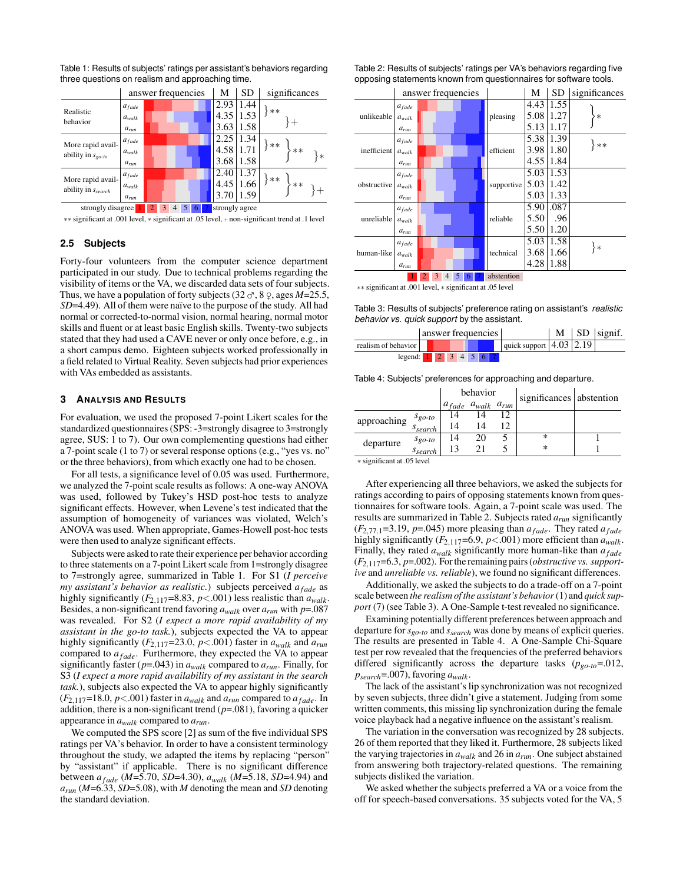Table 1: Results of subjects' ratings per assistant's behaviors regarding three questions on realism and approaching time.

| | | answer frequencies | M | SD | significances |
|---|---|---|---|---|---|
| Realistic behavior | $a_{fade}$ | | 2.93 | 1.44 | $a_{fade}$ vs. $a_{walk}$: ** ; $a_{walk}$ vs. $a_{run}$: + |
| | $a_{walk}$ | | 4.35 | 1.53 | |
| | $a_{run}$ | | 3.63 | 1.58 | |
| More rapid availability in $s_{go\text{-}to}$ | $a_{fade}$ | | 2.25 | 1.34 | $a_{fade}$ vs. $a_{walk}$: ** ; $a_{fade}$ vs. $a_{run}$: ** ; $a_{walk}$ vs. $a_{run}$: * |
| | $a_{walk}$ | | 4.58 | 1.71 | |
| | $a_{run}$ | | 3.68 | 1.58 | |
| More rapid availability in $s_{search}$ | $a_{fade}$ | | 2.40 | 1.37 | $a_{fade}$ vs. $a_{walk}$: ** ; $a_{fade}$ vs. $a_{run}$: ** ; $a_{walk}$ vs. $a_{run}$: + |
| | $a_{walk}$ | | 4.45 | 1.66 | |
| | $a_{run}$ | | 3.70 | 1.59 | |

strongly disagree 1 2 3 4 5 6 7 strongly agree

** significant at .001 level, * significant at .05 level, + non-significant trend at .1 level

Table 2: Results of subjects' ratings per VA's behaviors regarding five opposing statements known from questionnaires for software tools.

| | | answer frequencies | | M | SD | significances |
|---|---|---|---|---|---|---|
| unlikeable | $a_{fade}$ | | pleasing | 4.43 | 1.55 | * |
| | $a_{walk}$ | | | 5.08 | 1.27 | |
| | $a_{run}$ | | | 5.13 | 1.17 | |
| inefficient | $a_{fade}$ | | efficient | 5.38 | 1.39 | ** |
| | $a_{walk}$ | | | 3.98 | 1.80 | |
| | $a_{run}$ | | | 4.55 | 1.84 | |
| obstructive | $a_{fade}$ | | supportive | 5.03 | 1.53 | |
| | $a_{walk}$ | | | 5.03 | 1.42 | |
| | $a_{run}$ | | | 5.03 | 1.33 | |
| unreliable | $a_{fade}$ | | reliable | 5.90 | .087 | |
| | $a_{walk}$ | | | 5.50 | .96 | |
| | $a_{run}$ | | | 5.50 | 1.20 | |
| human-like | $a_{fade}$ | | technical | 5.03 | 1.58 | * |
| | $a_{walk}$ | | | 3.68 | 1.66 | |
| | $a_{run}$ | | | 4.28 | 1.88 | |

1 2 3 4 5 6 7 abstention

** significant at .001 level, * significant at .05 level

Table 3: Results of subjects' preference rating on assistant's *realistic behavior vs. quick support* by the assistant.

| | answer frequencies | | M | SD | signif. |
|---|---|---|---|---|---|
| realism of behavior | | quick support | 4.03 | 2.19 | |

legend: 1 2 3 4 5 6 7

Table 4: Subjects' preferences for approaching and departure.

| | | $a_{fade}$ | $a_{walk}$ | $a_{run}$ | significances | abstention |
|---|---|---|---|---|---|---|
| approaching | $s_{go\text{-}to}$ | 14 | 14 | 12 | | |
| | $s_{search}$ | 14 | 14 | 12 | | |
| departure | $s_{go\text{-}to}$ | 14 | 20 | 5 | * | 1 |
| | $s_{search}$ | 13 | 21 | 5 | * | 1 |

* significant at .05 level

## 2.5 Subjects

Forty-four volunteers from the computer science department participated in our study. Due to technical problems regarding the visibility of items or the VA, we discarded data sets of four subjects. Thus, we have a population of forty subjects (32 ♂, 8 ♀, ages $M$=25.5, $SD$=4.49). All of them were naïve to the purpose of the study. All had normal or corrected-to-normal vision, normal hearing, normal motor skills and fluent or at least basic English skills. Twenty-two subjects stated that they had used a CAVE never or only once before, e.g., in a short campus demo. Eighteen subjects worked professionally in a field related to Virtual Reality. Seven subjects had prior experiences with VAs embedded as assistants.

## 3 Analysis and Results

For evaluation, we used the proposed 7-point Likert scales for the standardized questionnaires (SPS: -3=strongly disagree to 3=strongly agree, SUS: 1 to 7). Our own complementing questions had either a 7-point scale (1 to 7) or several response options (e.g., "yes vs. no" or the three behaviors), from which exactly one had to be chosen.

For all tests, a significance level of 0.05 was used. Furthermore, we analyzed the 7-point scale results as follows: A one-way ANOVA was used, followed by Tukey's HSD post-hoc tests to analyze significant effects. However, when Levene's test indicated that the assumption of homogeneity of variances was violated, Welch's ANOVA was used. When appropriate, Games-Howell post-hoc tests were then used to analyze significant effects.

Subjects were asked to rate their experience per behavior according to three statements on a 7-point Likert scale from 1=strongly disagree to 7=strongly agree, summarized in Table 1. For S1 (*I perceive my assistant's behavior as realistic.*) subjects perceived $a_{fade}$ as highly significantly ($F_{2,117}$=8.83, $p$<.001) less realistic than $a_{walk}$. Besides, a non-significant trend favoring $a_{walk}$ over $a_{run}$ with $p$=.087 was revealed. For S2 (*I expect a more rapid availability of my assistant in the go-to task.*), subjects expected the VA to appear highly significantly ($F_{2,117}$=23.0, $p$<.001) faster in $a_{walk}$ and $a_{run}$ compared to $a_{fade}$. Furthermore, they expected the VA to appear significantly faster ($p$=.043) in $a_{walk}$ compared to $a_{run}$. Finally, for S3 (*I expect a more rapid availability of my assistant in the search task.*), subjects also expected the VA to appear highly significantly ($F_{2,117}$=18.0, $p$<.001) faster in $a_{walk}$ and $a_{run}$ compared to $a_{fade}$. In addition, there is a non-significant trend ($p$=.081), favoring a quicker appearance in $a_{walk}$ compared to $a_{run}$.

We computed the SPS score [2] as sum of the five individual SPS ratings per VA's behavior. In order to have a consistent terminology throughout the study, we adapted the items by replacing "person" by "assistant" if applicable. There is no significant difference between $a_{fade}$ ($M$=5.70, $SD$=4.30), $a_{walk}$ ($M$=5.18, $SD$=4.94) and $a_{run}$ ($M$=6.33, $SD$=5.08), with $M$ denoting the mean and $SD$ denoting the standard deviation.

After experiencing all three behaviors, we asked the subjects for ratings according to pairs of opposing statements known from questionnaires for software tools. Again, a 7-point scale was used. The results are summarized in Table 2. Subjects rated $a_{run}$ significantly ($F_{2,77.1}$=3.19, $p$=.045) more pleasing than $a_{fade}$. They rated $a_{fade}$ highly significantly ($F_{2,117}$=6.9, $p$<.001) more efficient than $a_{walk}$. Finally, they rated $a_{walk}$ significantly more human-like than $a_{fade}$ ($F_{2,117}$=6.3, $p$=.002). For the remaining pairs (*obstructive vs. supportive* and *unreliable vs. reliable*), we found no significant differences.

Additionally, we asked the subjects to do a trade-off on a 7-point scale between *the realism of the assistant's behavior* (1) and *quick support* (7) (see Table 3). A One-Sample t-test revealed no significance.

Examining potentially different preferences between approach and departure for $s_{go\text{-}to}$ and $s_{search}$ was done by means of explicit queries. The results are presented in Table 4. A One-Sample Chi-Square test per row revealed that the frequencies of the preferred behaviors differed significantly across the departure tasks ($p_{go\text{-}to}$=.012, $p_{search}$=.007), favoring $a_{walk}$.

The lack of the assistant's lip synchronization was not recognized by seven subjects, three didn't give a statement. Judging from some written comments, this missing lip synchronization during the female voice playback had a negative influence on the assistant's realism.

The variation in the conversation was recognized by 28 subjects. 26 of them reported that they liked it. Furthermore, 28 subjects liked the varying trajectories in $a_{walk}$ and 26 in $a_{run}$. One subject abstained from answering both trajectory-related questions. The remaining subjects disliked the variation.

We asked whether the subjects preferred a VA or a voice from the off for speech-based conversations. 35 subjects voted for the VA, 5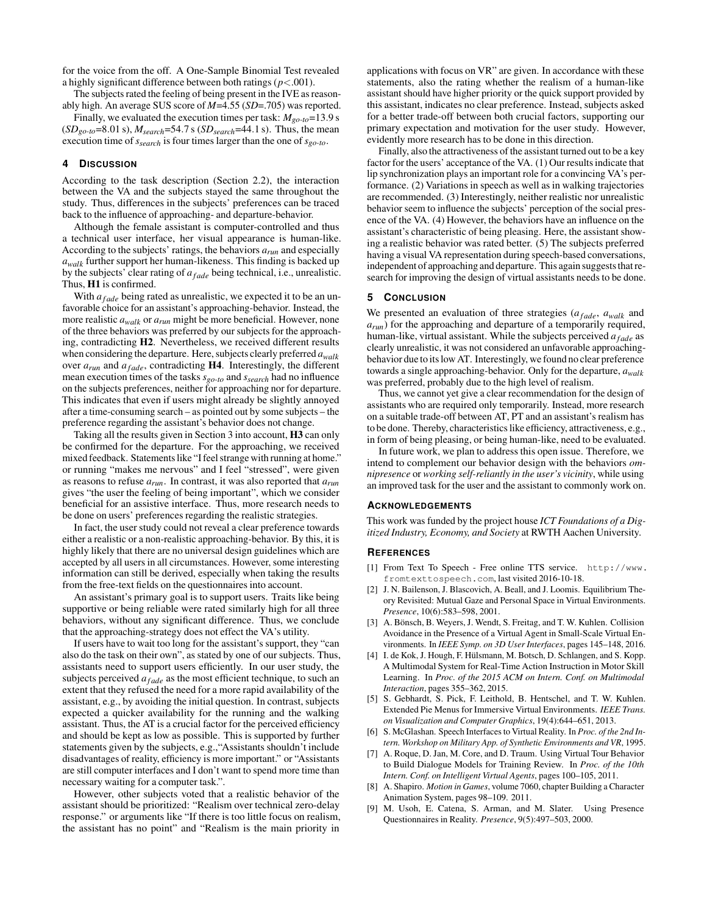for the voice from the off. A One-Sample Binomial Test revealed a highly significant difference between both ratings ($p<.001$).

The subjects rated the feeling of being present in the IVE as reasonably high. An average SUS score of $M$=4.55 ($SD$=.705) was reported.

Finally, we evaluated the execution times per task: $M_{go\text{-}to}$=13.9 s ($SD_{go\text{-}to}$=8.01 s), $M_{search}$=54.7 s ($SD_{search}$=44.1 s). Thus, the mean execution time of $s_{search}$ is four times larger than the one of $s_{go\text{-}to}$.

## 4 Discussion

According to the task description (Section 2.2), the interaction between the VA and the subjects stayed the same throughout the study. Thus, differences in the subjects' preferences can be traced back to the influence of approaching- and departure-behavior.

Although the female assistant is computer-controlled and thus a technical user interface, her visual appearance is human-like. According to the subjects' ratings, the behaviors $a_{run}$ and especially $a_{walk}$ further support her human-likeness. This finding is backed up by the subjects' clear rating of $a_{fade}$ being technical, i.e., unrealistic. Thus, **H1** is confirmed.

With $a_{fade}$ being rated as unrealistic, we expected it to be an unfavorable choice for an assistant's approaching-behavior. Instead, the more realistic $a_{walk}$ or $a_{run}$ might be more beneficial. However, none of the three behaviors was preferred by our subjects for the approaching, contradicting **H2**. Nevertheless, we received different results when considering the departure. Here, subjects clearly preferred $a_{walk}$ over $a_{run}$ and $a_{fade}$, contradicting **H4**. Interestingly, the different mean execution times of the tasks $s_{go\text{-}to}$ and $s_{search}$ had no influence on the subjects preferences, neither for approaching nor for departure. This indicates that even if users might already be slightly annoyed after a time-consuming search – as pointed out by some subjects – the preference regarding the assistant's behavior does not change.

Taking all the results given in Section 3 into account, **H3** can only be confirmed for the departure. For the approaching, we received mixed feedback. Statements like "I feel strange with running at home." or running "makes me nervous" and I feel "stressed", were given as reasons to refuse $a_{run}$. In contrast, it was also reported that $a_{run}$ gives "the user the feeling of being important", which we consider beneficial for an assistive interface. Thus, more research needs to be done on users' preferences regarding the realistic strategies.

In fact, the user study could not reveal a clear preference towards either a realistic or a non-realistic approaching-behavior. By this, it is highly likely that there are no universal design guidelines which are accepted by all users in all circumstances. However, some interesting information can still be derived, especially when taking the results from the free-text fields on the questionnaires into account.

An assistant's primary goal is to support users. Traits like being supportive or being reliable were rated similarly high for all three behaviors, without any significant difference. Thus, we conclude that the approaching-strategy does not effect the VA's utility.

If users have to wait too long for the assistant's support, they "can also do the task on their own", as stated by one of our subjects. Thus, assistants need to support users efficiently. In our user study, the subjects perceived $a_{fade}$ as the most efficient technique, to such an extent that they refused the need for a more rapid availability of the assistant, e.g., by avoiding the initial question. In contrast, subjects expected a quicker availability for the running and the walking assistant. Thus, the AT is a crucial factor for the perceived efficiency and should be kept as low as possible. This is supported by further statements given by the subjects, e.g.,"Assistants shouldn't include disadvantages of reality, efficiency is more important." or "Assistants are still computer interfaces and I don't want to spend more time than necessary waiting for a computer task.".

However, other subjects voted that a realistic behavior of the assistant should be prioritized: "Realism over technical zero-delay response." or arguments like "If there is too little focus on realism, the assistant has no point" and "Realism is the main priority in applications with focus on VR" are given. In accordance with these statements, also the rating whether the realism of a human-like assistant should have higher priority or the quick support provided by this assistant, indicates no clear preference. Instead, subjects asked for a better trade-off between both crucial factors, supporting our primary expectation and motivation for the user study. However, evidently more research has to be done in this direction.

Finally, also the attractiveness of the assistant turned out to be a key factor for the users' acceptance of the VA. (1) Our results indicate that lip synchronization plays an important role for a convincing VA's performance. (2) Variations in speech as well as in walking trajectories are recommended. (3) Interestingly, neither realistic nor unrealistic behavior seem to influence the subjects' perception of the social presence of the VA. (4) However, the behaviors have an influence on the assistant's characteristic of being pleasing. Here, the assistant showing a realistic behavior was rated better. (5) The subjects preferred having a visual VA representation during speech-based conversations, independent of approaching and departure. This again suggests that research for improving the design of virtual assistants needs to be done.

## 5 Conclusion

We presented an evaluation of three strategies ($a_{fade}$, $a_{walk}$ and $a_{run}$) for the approaching and departure of a temporarily required, human-like, virtual assistant. While the subjects perceived $a_{fade}$ as clearly unrealistic, it was not considered an unfavorable approaching-behavior due to its low AT. Interestingly, we found no clear preference towards a single approaching-behavior. Only for the departure, $a_{walk}$ was preferred, probably due to the high level of realism.

Thus, we cannot yet give a clear recommendation for the design of assistants who are required only temporarily. Instead, more research on a suitable trade-off between AT, PT and an assistant's realism has to be done. Thereby, characteristics like efficiency, attractiveness, e.g., in form of being pleasing, or being human-like, need to be evaluated.

In future work, we plan to address this open issue. Therefore, we intend to complement our behavior design with the behaviors *omnipresence* or *working self-reliantly in the user's vicinity*, while using an improved task for the user and the assistant to commonly work on.

## Acknowledgements

This work was funded by the project house *ICT Foundations of a Digitized Industry, Economy, and Society* at RWTH Aachen University.

## References

[1] From Text To Speech - Free online TTS service. http://www.fromtexttospeech.com, last visited 2016-10-18.

[2] J. N. Bailenson, J. Blascovich, A. Beall, and J. Loomis. Equilibrium Theory Revisited: Mutual Gaze and Personal Space in Virtual Environments. *Presence*, 10(6):583–598, 2001.

[3] A. Bönsch, B. Weyers, J. Wendt, S. Freitag, and T. W. Kuhlen. Collision Avoidance in the Presence of a Virtual Agent in Small-Scale Virtual Environments. In *IEEE Symp. on 3D User Interfaces*, pages 145–148, 2016.

[4] I. de Kok, J. Hough, F. Hülsmann, M. Botsch, D. Schlangen, and S. Kopp. A Multimodal System for Real-Time Action Instruction in Motor Skill Learning. In *Proc. of the 2015 ACM on Intern. Conf. on Multimodal Interaction*, pages 355–362, 2015.

[5] S. Gebhardt, S. Pick, F. Leithold, B. Hentschel, and T. W. Kuhlen. Extended Pie Menus for Immersive Virtual Environments. *IEEE Trans. on Visualization and Computer Graphics*, 19(4):644–651, 2013.

[6] S. McGlashan. Speech Interfaces to Virtual Reality. In *Proc. of the 2nd Intern. Workshop on Military App. of Synthetic Environments and VR*, 1995.

[7] A. Roque, D. Jan, M. Core, and D. Traum. Using Virtual Tour Behavior to Build Dialogue Models for Training Review. In *Proc. of the 10th Intern. Conf. on Intelligent Virtual Agents*, pages 100–105, 2011.

[8] A. Shapiro. *Motion in Games*, volume 7060, chapter Building a Character Animation System, pages 98–109. 2011.

[9] M. Usoh, E. Catena, S. Arman, and M. Slater. Using Presence Questionnaires in Reality. *Presence*, 9(5):497–503, 2000.